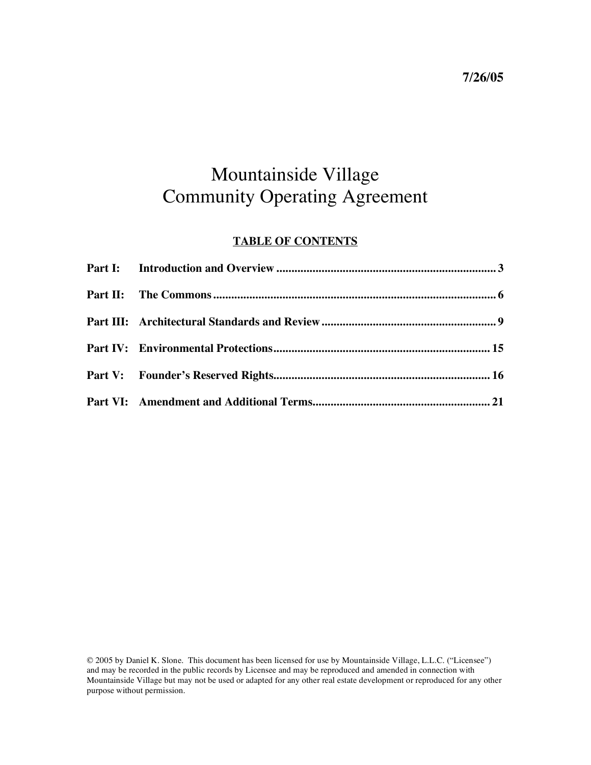**7/26/05**

# Mountainside Village
# Community Operating Agreement

**TABLE OF CONTENTS**

**Part I: Introduction and Overview ........................................................................ 3**

**Part II: The Commons ............................................................................................ 6**

**Part III: Architectural Standards and Review ......................................................... 9**

**Part IV: Environmental Protections....................................................................... 15**

**Part V: Founder's Reserved Rights....................................................................... 16**

**Part VI: Amendment and Additional Terms.......................................................... 21**

© 2005 by Daniel K. Slone. This document has been licensed for use by Mountainside Village, L.L.C. ("Licensee") and may be recorded in the public records by Licensee and may be reproduced and amended in connection with Mountainside Village but may not be used or adapted for any other real estate development or reproduced for any other purpose without permission.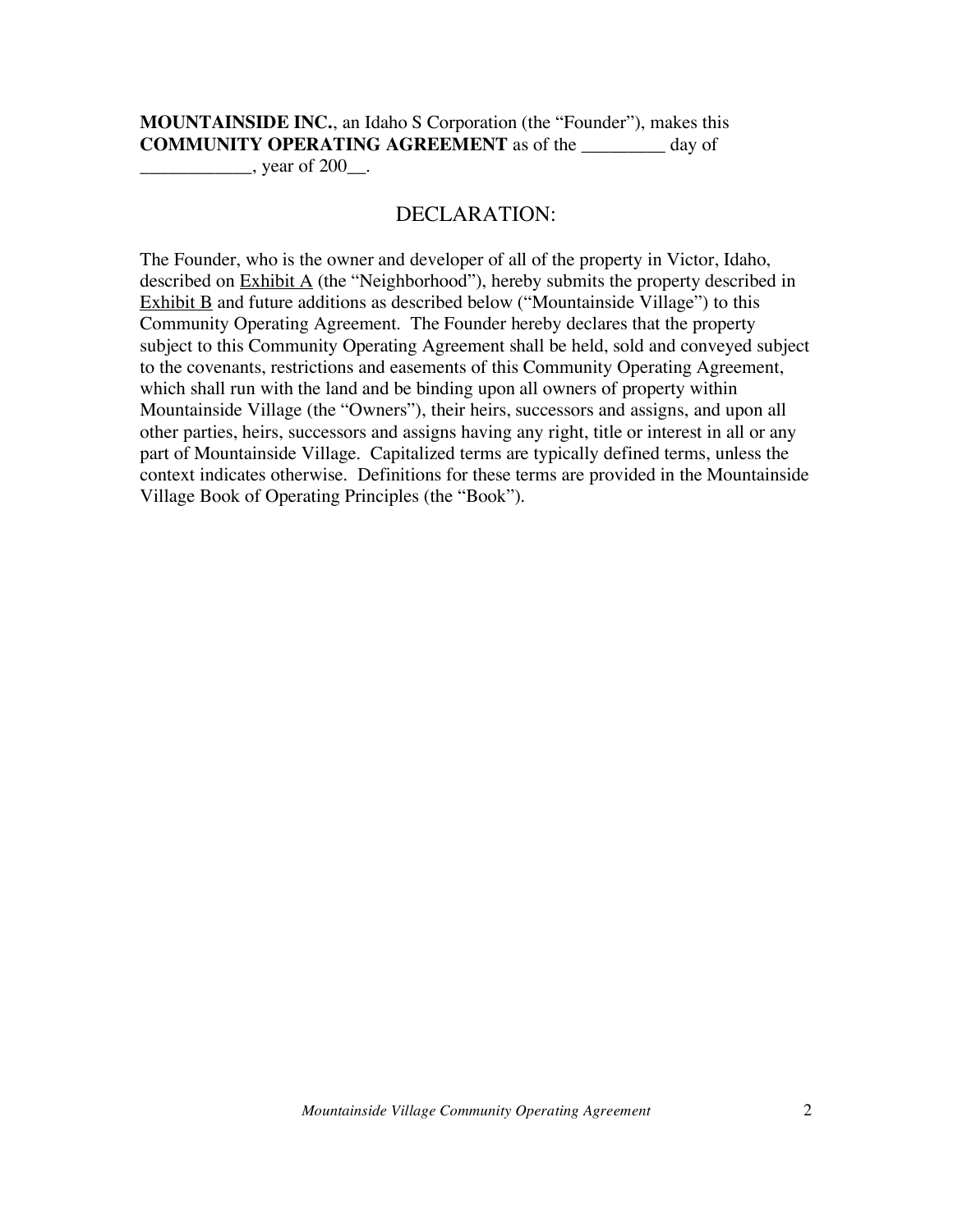**MOUNTAINSIDE INC.**, an Idaho S Corporation (the "Founder"), makes this **COMMUNITY OPERATING AGREEMENT** as of the _________ day of ____________, year of 200__.

## DECLARATION:

The Founder, who is the owner and developer of all of the property in Victor, Idaho, described on Exhibit A (the "Neighborhood"), hereby submits the property described in Exhibit B and future additions as described below ("Mountainside Village") to this Community Operating Agreement. The Founder hereby declares that the property subject to this Community Operating Agreement shall be held, sold and conveyed subject to the covenants, restrictions and easements of this Community Operating Agreement, which shall run with the land and be binding upon all owners of property within Mountainside Village (the "Owners"), their heirs, successors and assigns, and upon all other parties, heirs, successors and assigns having any right, title or interest in all or any part of Mountainside Village. Capitalized terms are typically defined terms, unless the context indicates otherwise. Definitions for these terms are provided in the Mountainside Village Book of Operating Principles (the "Book").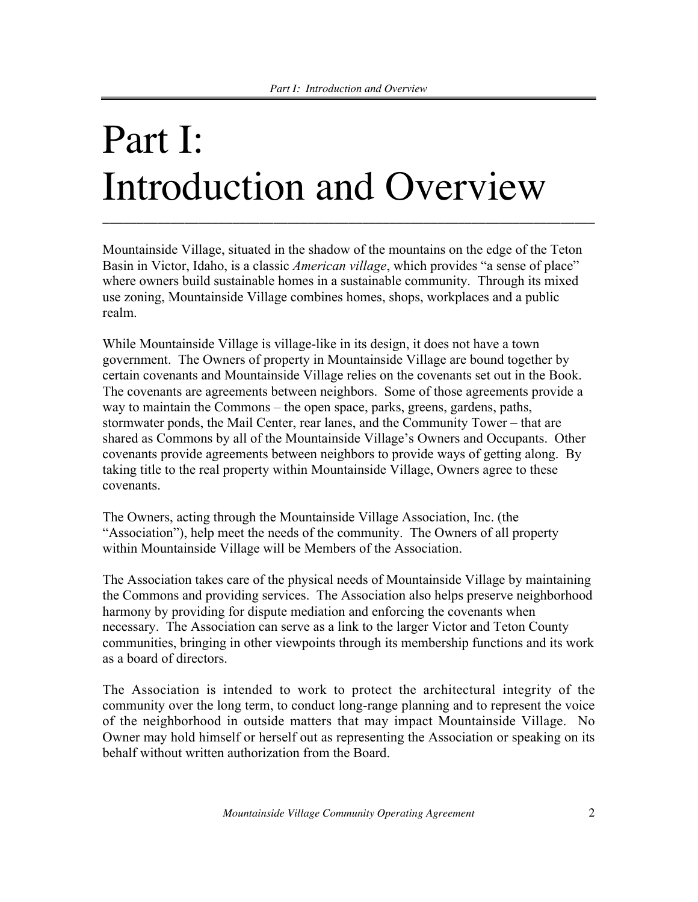# Part I: Introduction and Overview

Mountainside Village, situated in the shadow of the mountains on the edge of the Teton Basin in Victor, Idaho, is a classic *American village*, which provides "a sense of place" where owners build sustainable homes in a sustainable community. Through its mixed use zoning, Mountainside Village combines homes, shops, workplaces and a public realm.

While Mountainside Village is village-like in its design, it does not have a town government. The Owners of property in Mountainside Village are bound together by certain covenants and Mountainside Village relies on the covenants set out in the Book. The covenants are agreements between neighbors. Some of those agreements provide a way to maintain the Commons – the open space, parks, greens, gardens, paths, stormwater ponds, the Mail Center, rear lanes, and the Community Tower – that are shared as Commons by all of the Mountainside Village's Owners and Occupants. Other covenants provide agreements between neighbors to provide ways of getting along. By taking title to the real property within Mountainside Village, Owners agree to these covenants.

The Owners, acting through the Mountainside Village Association, Inc. (the "Association"), help meet the needs of the community. The Owners of all property within Mountainside Village will be Members of the Association.

The Association takes care of the physical needs of Mountainside Village by maintaining the Commons and providing services. The Association also helps preserve neighborhood harmony by providing for dispute mediation and enforcing the covenants when necessary. The Association can serve as a link to the larger Victor and Teton County communities, bringing in other viewpoints through its membership functions and its work as a board of directors.

The Association is intended to work to protect the architectural integrity of the community over the long term, to conduct long-range planning and to represent the voice of the neighborhood in outside matters that may impact Mountainside Village. No Owner may hold himself or herself out as representing the Association or speaking on its behalf without written authorization from the Board.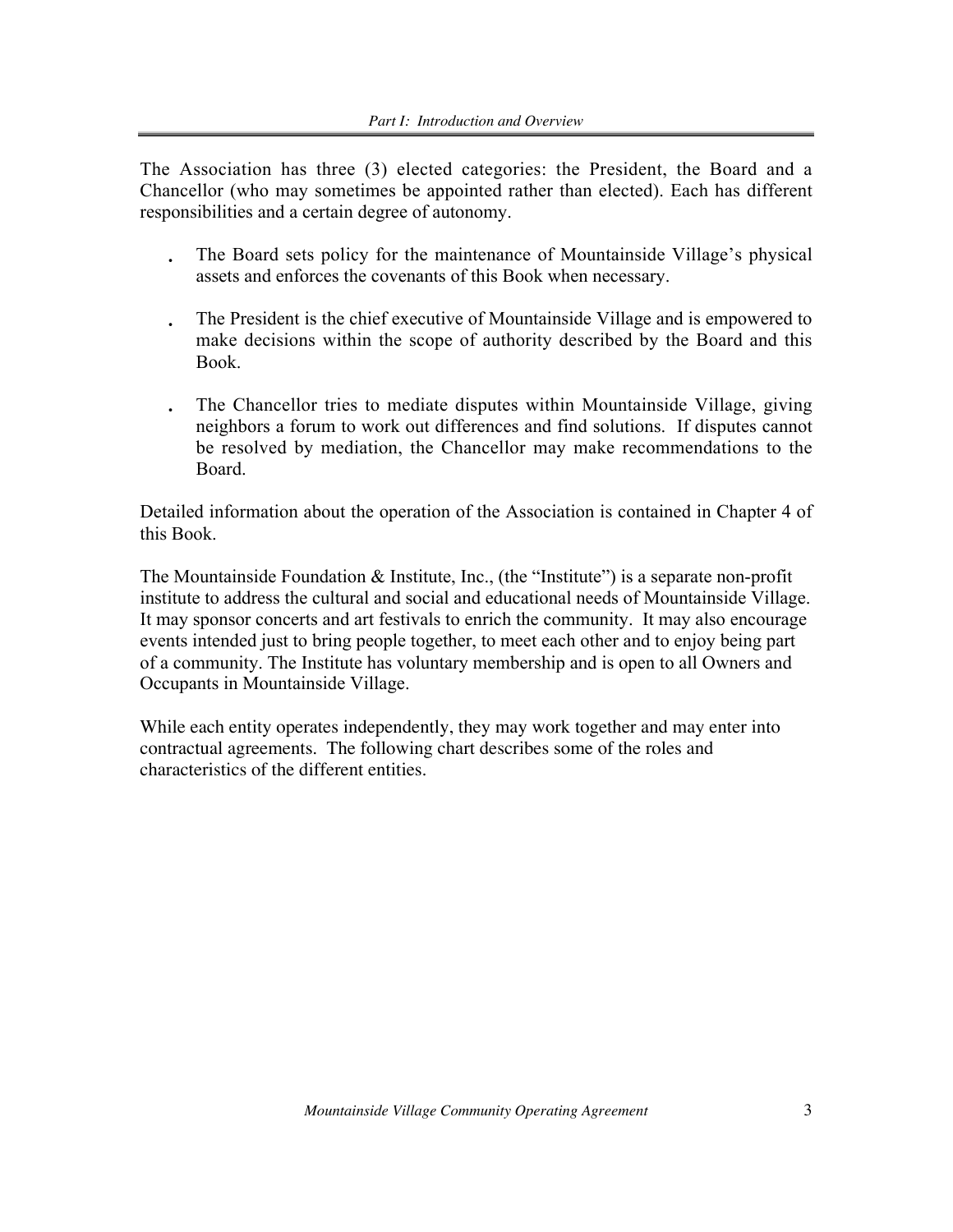The Association has three (3) elected categories: the President, the Board and a Chancellor (who may sometimes be appointed rather than elected). Each has different responsibilities and a certain degree of autonomy.

- The Board sets policy for the maintenance of Mountainside Village's physical assets and enforces the covenants of this Book when necessary.
- The President is the chief executive of Mountainside Village and is empowered to make decisions within the scope of authority described by the Board and this Book.
- The Chancellor tries to mediate disputes within Mountainside Village, giving neighbors a forum to work out differences and find solutions. If disputes cannot be resolved by mediation, the Chancellor may make recommendations to the Board.

Detailed information about the operation of the Association is contained in Chapter 4 of this Book.

The Mountainside Foundation & Institute, Inc., (the "Institute") is a separate non-profit institute to address the cultural and social and educational needs of Mountainside Village. It may sponsor concerts and art festivals to enrich the community. It may also encourage events intended just to bring people together, to meet each other and to enjoy being part of a community. The Institute has voluntary membership and is open to all Owners and Occupants in Mountainside Village.

While each entity operates independently, they may work together and may enter into contractual agreements. The following chart describes some of the roles and characteristics of the different entities.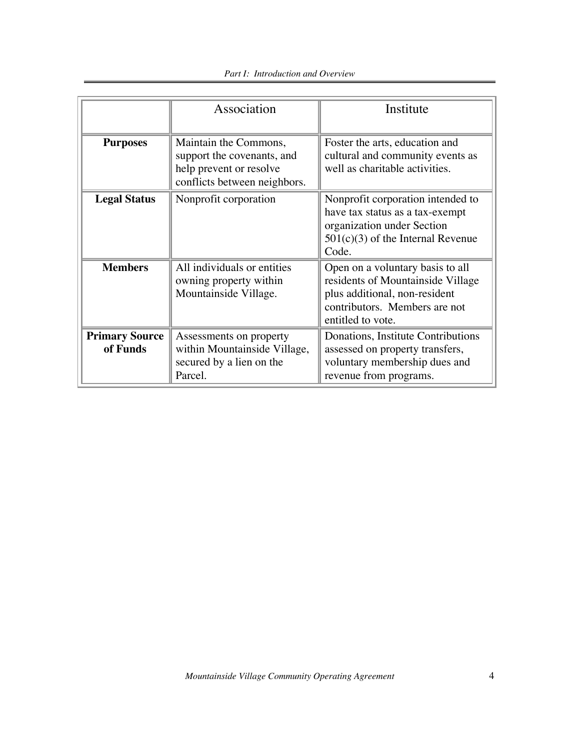| | Association | Institute |
|---|---|---|
| **Purposes** | Maintain the Commons, support the covenants, and help prevent or resolve conflicts between neighbors. | Foster the arts, education and cultural and community events as well as charitable activities. |
| **Legal Status** | Nonprofit corporation | Nonprofit corporation intended to have tax status as a tax-exempt organization under Section 501(c)(3) of the Internal Revenue Code. |
| **Members** | All individuals or entities owning property within Mountainside Village. | Open on a voluntary basis to all residents of Mountainside Village plus additional, non-resident contributors. Members are not entitled to vote. |
| **Primary Source of Funds** | Assessments on property within Mountainside Village, secured by a lien on the Parcel. | Donations, Institute Contributions assessed on property transfers, voluntary membership dues and revenue from programs. |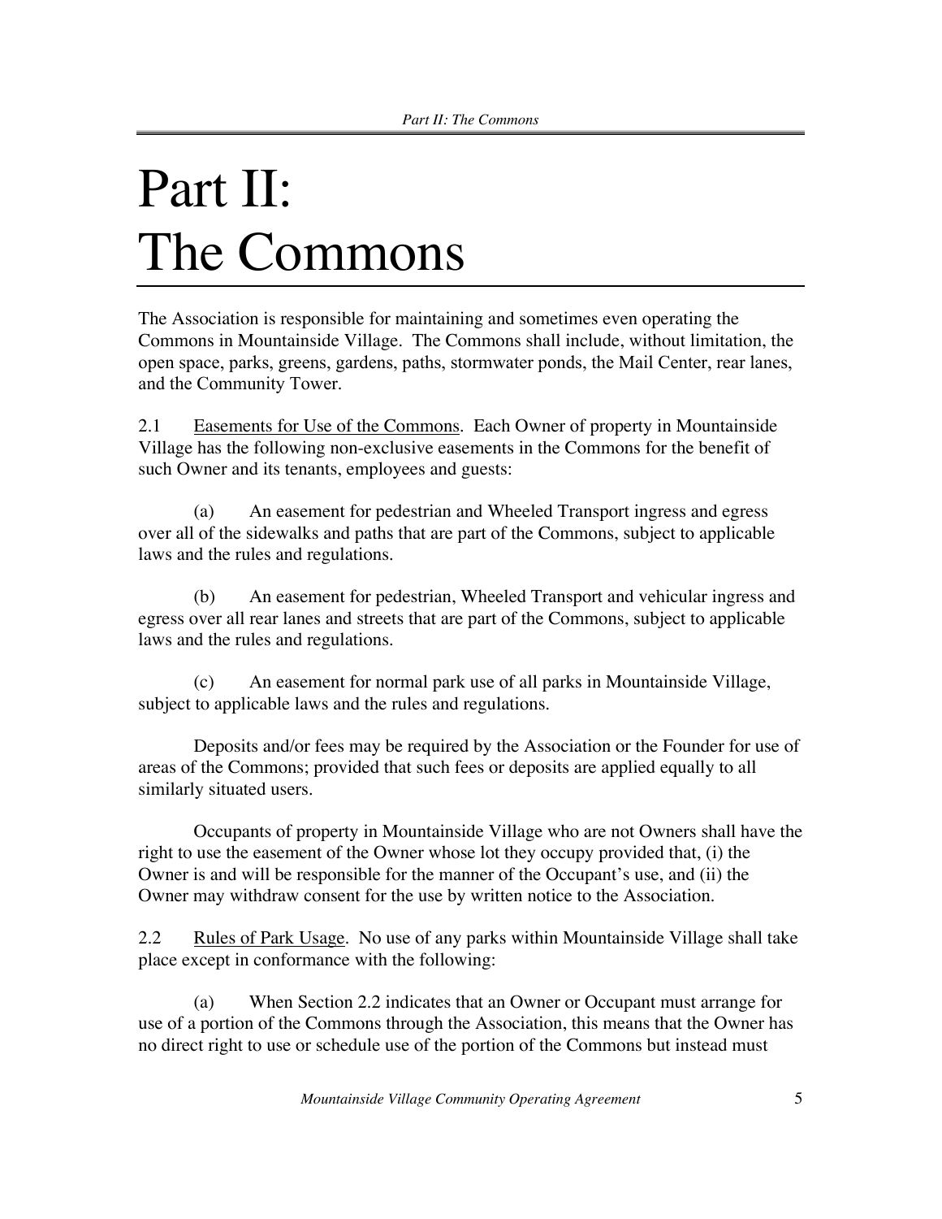# Part II: The Commons

The Association is responsible for maintaining and sometimes even operating the Commons in Mountainside Village. The Commons shall include, without limitation, the open space, parks, greens, gardens, paths, stormwater ponds, the Mail Center, rear lanes, and the Community Tower.

2.1 Easements for Use of the Commons. Each Owner of property in Mountainside Village has the following non-exclusive easements in the Commons for the benefit of such Owner and its tenants, employees and guests:

(a) An easement for pedestrian and Wheeled Transport ingress and egress over all of the sidewalks and paths that are part of the Commons, subject to applicable laws and the rules and regulations.

(b) An easement for pedestrian, Wheeled Transport and vehicular ingress and egress over all rear lanes and streets that are part of the Commons, subject to applicable laws and the rules and regulations.

(c) An easement for normal park use of all parks in Mountainside Village, subject to applicable laws and the rules and regulations.

Deposits and/or fees may be required by the Association or the Founder for use of areas of the Commons; provided that such fees or deposits are applied equally to all similarly situated users.

Occupants of property in Mountainside Village who are not Owners shall have the right to use the easement of the Owner whose lot they occupy provided that, (i) the Owner is and will be responsible for the manner of the Occupant's use, and (ii) the Owner may withdraw consent for the use by written notice to the Association.

2.2 Rules of Park Usage. No use of any parks within Mountainside Village shall take place except in conformance with the following:

(a) When Section 2.2 indicates that an Owner or Occupant must arrange for use of a portion of the Commons through the Association, this means that the Owner has no direct right to use or schedule use of the portion of the Commons but instead must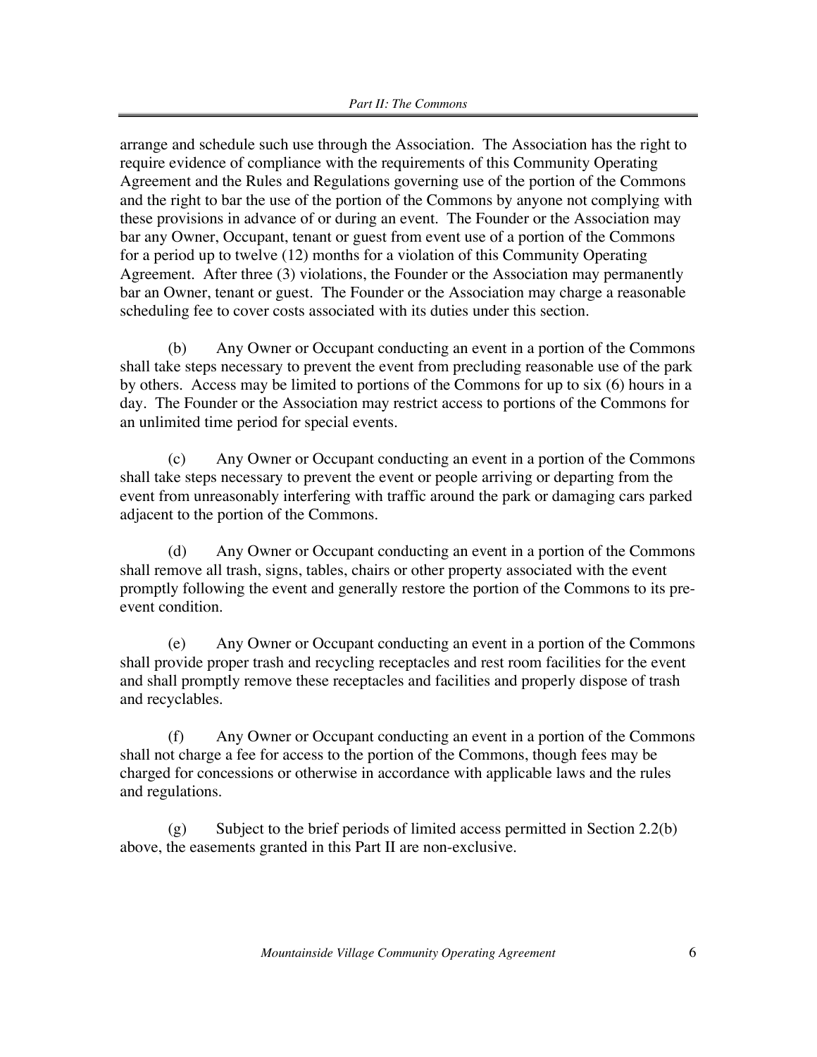arrange and schedule such use through the Association. The Association has the right to require evidence of compliance with the requirements of this Community Operating Agreement and the Rules and Regulations governing use of the portion of the Commons and the right to bar the use of the portion of the Commons by anyone not complying with these provisions in advance of or during an event. The Founder or the Association may bar any Owner, Occupant, tenant or guest from event use of a portion of the Commons for a period up to twelve (12) months for a violation of this Community Operating Agreement. After three (3) violations, the Founder or the Association may permanently bar an Owner, tenant or guest. The Founder or the Association may charge a reasonable scheduling fee to cover costs associated with its duties under this section.

(b) Any Owner or Occupant conducting an event in a portion of the Commons shall take steps necessary to prevent the event from precluding reasonable use of the park by others. Access may be limited to portions of the Commons for up to six (6) hours in a day. The Founder or the Association may restrict access to portions of the Commons for an unlimited time period for special events.

(c) Any Owner or Occupant conducting an event in a portion of the Commons shall take steps necessary to prevent the event or people arriving or departing from the event from unreasonably interfering with traffic around the park or damaging cars parked adjacent to the portion of the Commons.

(d) Any Owner or Occupant conducting an event in a portion of the Commons shall remove all trash, signs, tables, chairs or other property associated with the event promptly following the event and generally restore the portion of the Commons to its pre-event condition.

(e) Any Owner or Occupant conducting an event in a portion of the Commons shall provide proper trash and recycling receptacles and rest room facilities for the event and shall promptly remove these receptacles and facilities and properly dispose of trash and recyclables.

(f) Any Owner or Occupant conducting an event in a portion of the Commons shall not charge a fee for access to the portion of the Commons, though fees may be charged for concessions or otherwise in accordance with applicable laws and the rules and regulations.

(g) Subject to the brief periods of limited access permitted in Section 2.2(b) above, the easements granted in this Part II are non-exclusive.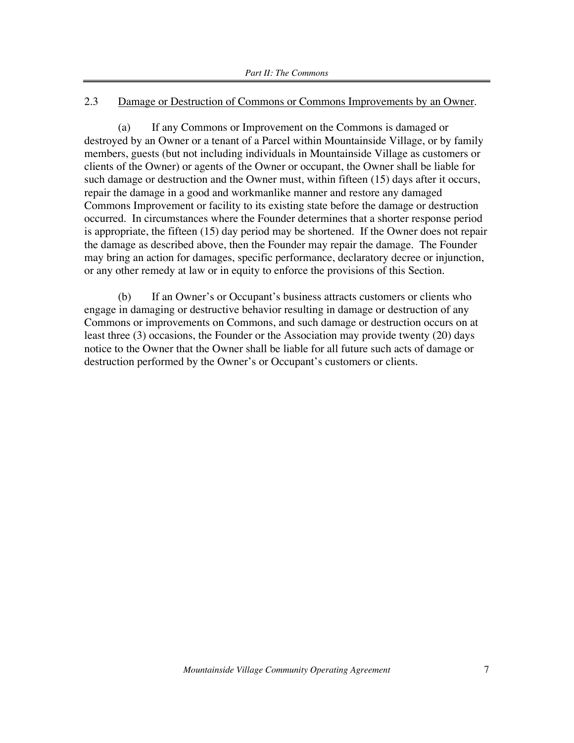### 2.3 Damage or Destruction of Commons or Commons Improvements by an Owner.

(a) If any Commons or Improvement on the Commons is damaged or destroyed by an Owner or a tenant of a Parcel within Mountainside Village, or by family members, guests (but not including individuals in Mountainside Village as customers or clients of the Owner) or agents of the Owner or occupant, the Owner shall be liable for such damage or destruction and the Owner must, within fifteen (15) days after it occurs, repair the damage in a good and workmanlike manner and restore any damaged Commons Improvement or facility to its existing state before the damage or destruction occurred. In circumstances where the Founder determines that a shorter response period is appropriate, the fifteen (15) day period may be shortened. If the Owner does not repair the damage as described above, then the Founder may repair the damage. The Founder may bring an action for damages, specific performance, declaratory decree or injunction, or any other remedy at law or in equity to enforce the provisions of this Section.

(b) If an Owner's or Occupant's business attracts customers or clients who engage in damaging or destructive behavior resulting in damage or destruction of any Commons or improvements on Commons, and such damage or destruction occurs on at least three (3) occasions, the Founder or the Association may provide twenty (20) days notice to the Owner that the Owner shall be liable for all future such acts of damage or destruction performed by the Owner's or Occupant's customers or clients.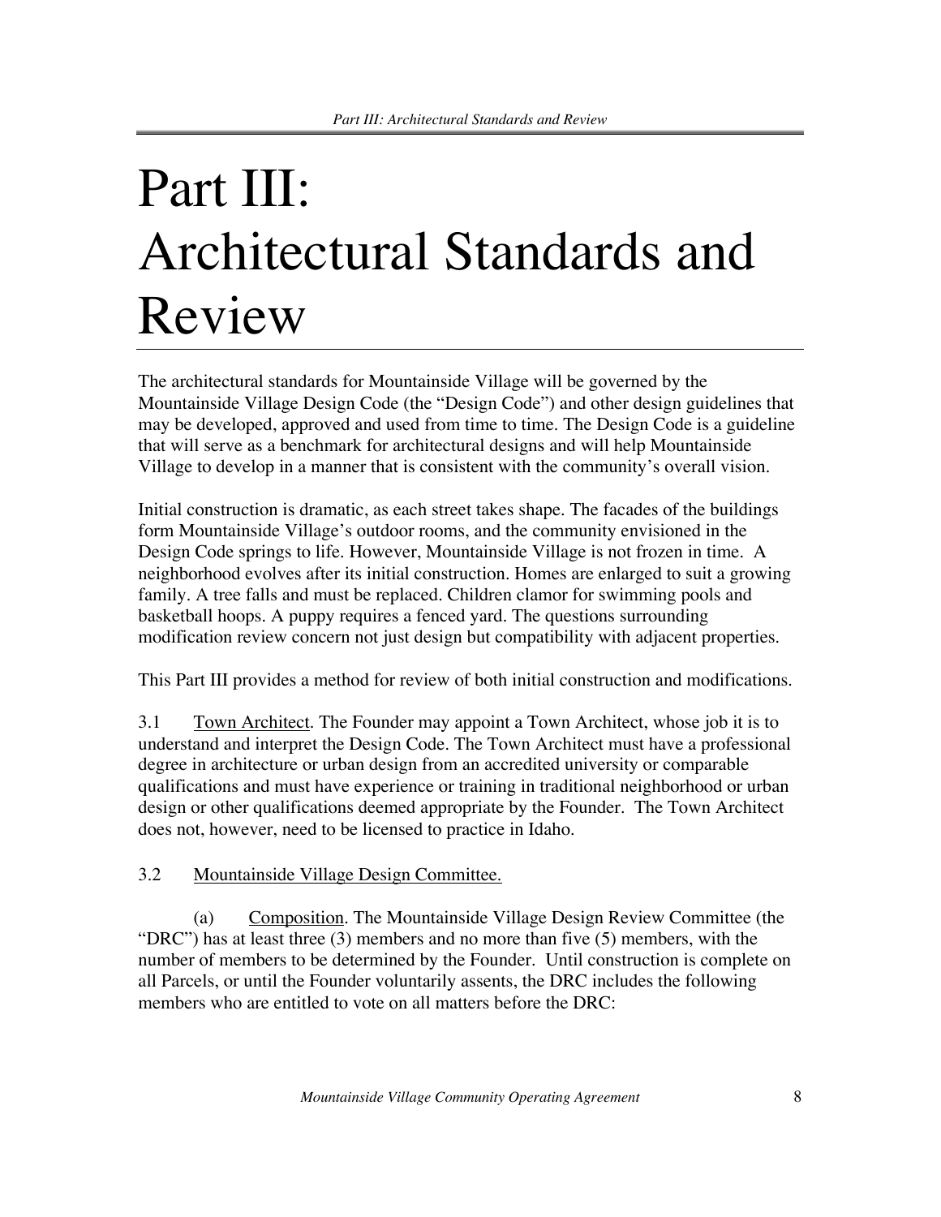# Part III: Architectural Standards and Review

The architectural standards for Mountainside Village will be governed by the Mountainside Village Design Code (the "Design Code") and other design guidelines that may be developed, approved and used from time to time. The Design Code is a guideline that will serve as a benchmark for architectural designs and will help Mountainside Village to develop in a manner that is consistent with the community's overall vision.

Initial construction is dramatic, as each street takes shape. The facades of the buildings form Mountainside Village's outdoor rooms, and the community envisioned in the Design Code springs to life. However, Mountainside Village is not frozen in time. A neighborhood evolves after its initial construction. Homes are enlarged to suit a growing family. A tree falls and must be replaced. Children clamor for swimming pools and basketball hoops. A puppy requires a fenced yard. The questions surrounding modification review concern not just design but compatibility with adjacent properties.

This Part III provides a method for review of both initial construction and modifications.

3.1 Town Architect. The Founder may appoint a Town Architect, whose job it is to understand and interpret the Design Code. The Town Architect must have a professional degree in architecture or urban design from an accredited university or comparable qualifications and must have experience or training in traditional neighborhood or urban design or other qualifications deemed appropriate by the Founder. The Town Architect does not, however, need to be licensed to practice in Idaho.

3.2 Mountainside Village Design Committee.

(a) Composition. The Mountainside Village Design Review Committee (the "DRC") has at least three (3) members and no more than five (5) members, with the number of members to be determined by the Founder. Until construction is complete on all Parcels, or until the Founder voluntarily assents, the DRC includes the following members who are entitled to vote on all matters before the DRC: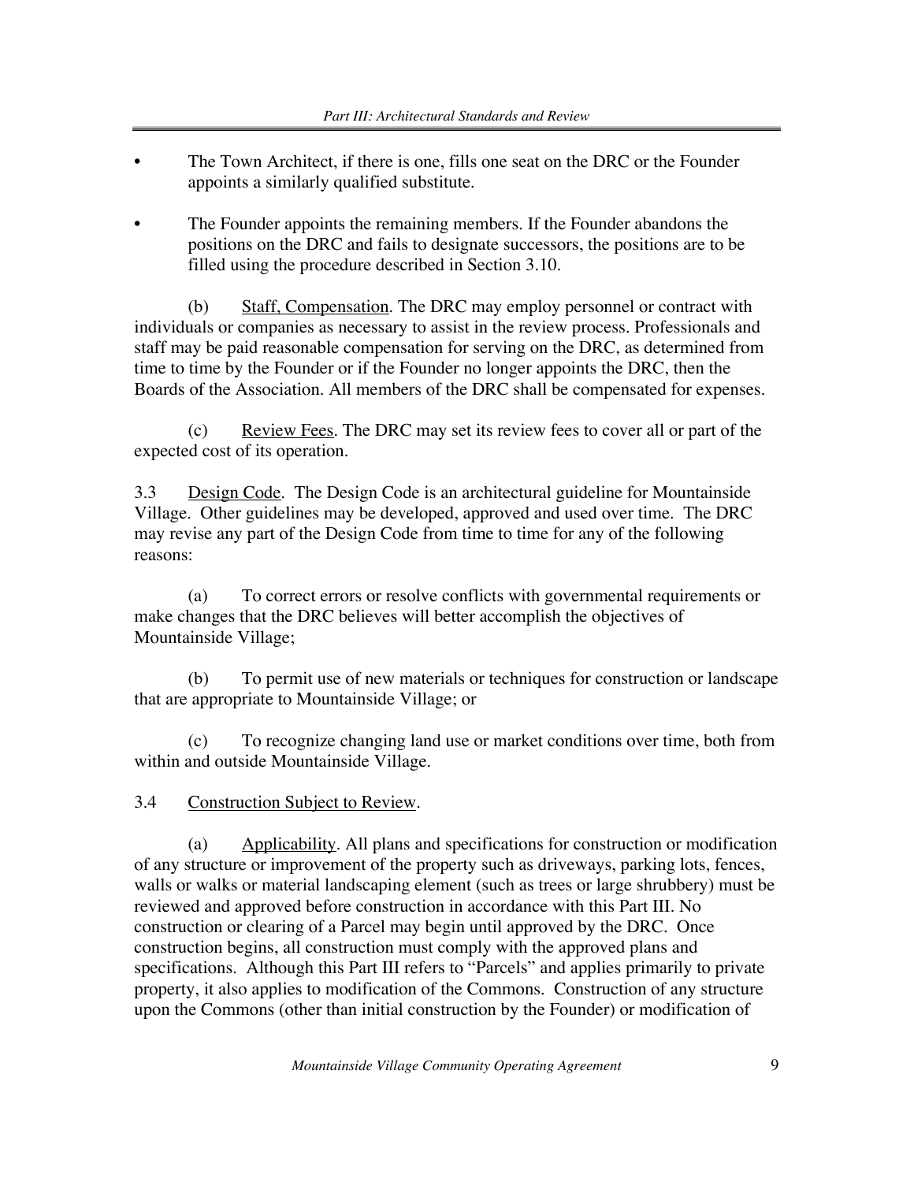- The Town Architect, if there is one, fills one seat on the DRC or the Founder appoints a similarly qualified substitute.
- The Founder appoints the remaining members. If the Founder abandons the positions on the DRC and fails to designate successors, the positions are to be filled using the procedure described in Section 3.10.

(b) Staff, Compensation. The DRC may employ personnel or contract with individuals or companies as necessary to assist in the review process. Professionals and staff may be paid reasonable compensation for serving on the DRC, as determined from time to time by the Founder or if the Founder no longer appoints the DRC, then the Boards of the Association. All members of the DRC shall be compensated for expenses.

(c) Review Fees. The DRC may set its review fees to cover all or part of the expected cost of its operation.

3.3 Design Code. The Design Code is an architectural guideline for Mountainside Village. Other guidelines may be developed, approved and used over time. The DRC may revise any part of the Design Code from time to time for any of the following reasons:

(a) To correct errors or resolve conflicts with governmental requirements or make changes that the DRC believes will better accomplish the objectives of Mountainside Village;

(b) To permit use of new materials or techniques for construction or landscape that are appropriate to Mountainside Village; or

(c) To recognize changing land use or market conditions over time, both from within and outside Mountainside Village.

3.4 Construction Subject to Review.

(a) Applicability. All plans and specifications for construction or modification of any structure or improvement of the property such as driveways, parking lots, fences, walls or walks or material landscaping element (such as trees or large shrubbery) must be reviewed and approved before construction in accordance with this Part III. No construction or clearing of a Parcel may begin until approved by the DRC. Once construction begins, all construction must comply with the approved plans and specifications. Although this Part III refers to "Parcels" and applies primarily to private property, it also applies to modification of the Commons. Construction of any structure upon the Commons (other than initial construction by the Founder) or modification of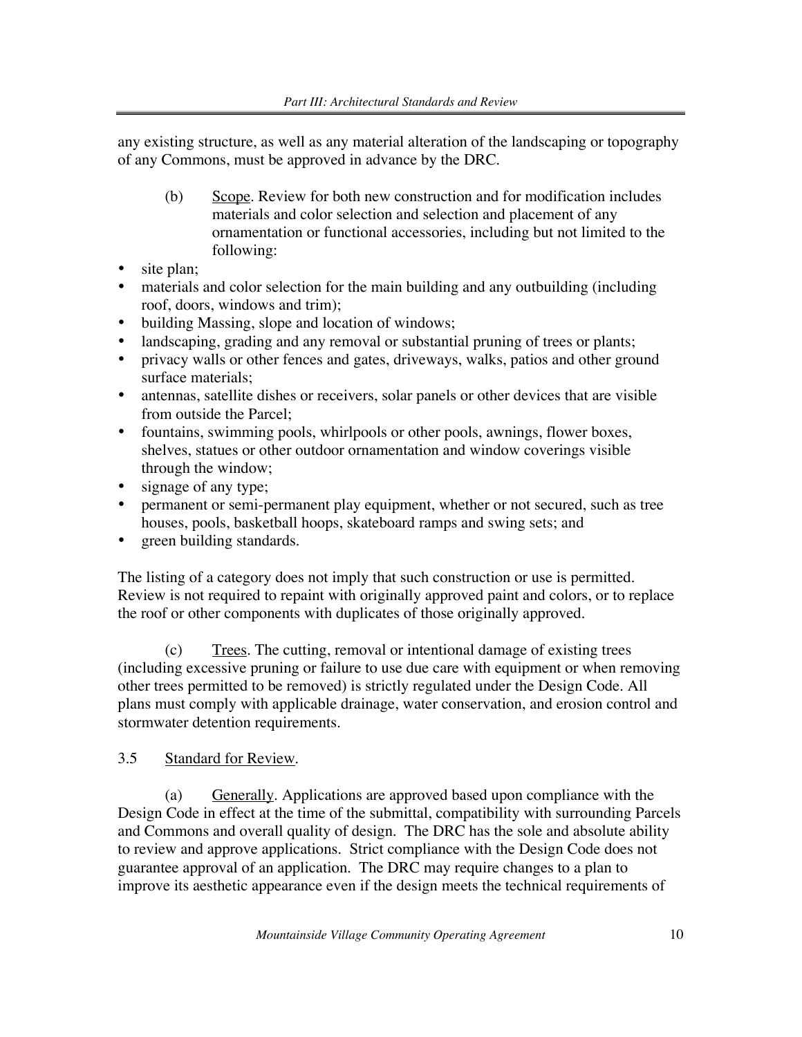any existing structure, as well as any material alteration of the landscaping or topography of any Commons, must be approved in advance by the DRC.

(b) Scope. Review for both new construction and for modification includes materials and color selection and selection and placement of any ornamentation or functional accessories, including but not limited to the following:

- site plan;
- materials and color selection for the main building and any outbuilding (including roof, doors, windows and trim);
- building Massing, slope and location of windows;
- landscaping, grading and any removal or substantial pruning of trees or plants;
- privacy walls or other fences and gates, driveways, walks, patios and other ground surface materials;
- antennas, satellite dishes or receivers, solar panels or other devices that are visible from outside the Parcel;
- fountains, swimming pools, whirlpools or other pools, awnings, flower boxes, shelves, statues or other outdoor ornamentation and window coverings visible through the window;
- signage of any type;
- permanent or semi-permanent play equipment, whether or not secured, such as tree houses, pools, basketball hoops, skateboard ramps and swing sets; and
- green building standards.

The listing of a category does not imply that such construction or use is permitted. Review is not required to repaint with originally approved paint and colors, or to replace the roof or other components with duplicates of those originally approved.

(c) Trees. The cutting, removal or intentional damage of existing trees (including excessive pruning or failure to use due care with equipment or when removing other trees permitted to be removed) is strictly regulated under the Design Code. All plans must comply with applicable drainage, water conservation, and erosion control and stormwater detention requirements.

3.5 Standard for Review.

(a) Generally. Applications are approved based upon compliance with the Design Code in effect at the time of the submittal, compatibility with surrounding Parcels and Commons and overall quality of design. The DRC has the sole and absolute ability to review and approve applications. Strict compliance with the Design Code does not guarantee approval of an application. The DRC may require changes to a plan to improve its aesthetic appearance even if the design meets the technical requirements of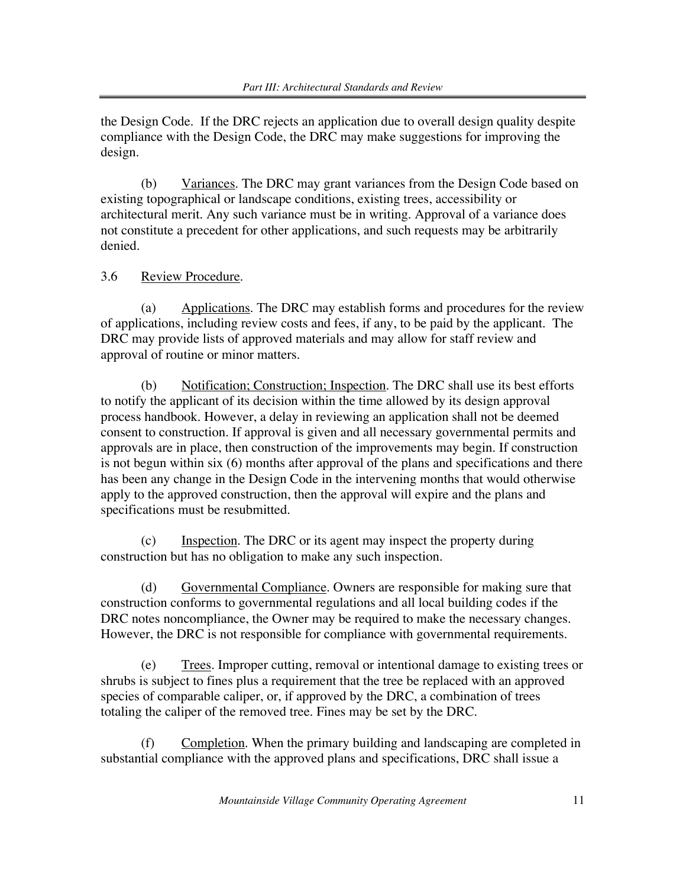the Design Code. If the DRC rejects an application due to overall design quality despite compliance with the Design Code, the DRC may make suggestions for improving the design.

(b) Variances. The DRC may grant variances from the Design Code based on existing topographical or landscape conditions, existing trees, accessibility or architectural merit. Any such variance must be in writing. Approval of a variance does not constitute a precedent for other applications, and such requests may be arbitrarily denied.

3.6 Review Procedure.

(a) Applications. The DRC may establish forms and procedures for the review of applications, including review costs and fees, if any, to be paid by the applicant. The DRC may provide lists of approved materials and may allow for staff review and approval of routine or minor matters.

(b) Notification; Construction; Inspection. The DRC shall use its best efforts to notify the applicant of its decision within the time allowed by its design approval process handbook. However, a delay in reviewing an application shall not be deemed consent to construction. If approval is given and all necessary governmental permits and approvals are in place, then construction of the improvements may begin. If construction is not begun within six (6) months after approval of the plans and specifications and there has been any change in the Design Code in the intervening months that would otherwise apply to the approved construction, then the approval will expire and the plans and specifications must be resubmitted.

(c) Inspection. The DRC or its agent may inspect the property during construction but has no obligation to make any such inspection.

(d) Governmental Compliance. Owners are responsible for making sure that construction conforms to governmental regulations and all local building codes if the DRC notes noncompliance, the Owner may be required to make the necessary changes. However, the DRC is not responsible for compliance with governmental requirements.

(e) Trees. Improper cutting, removal or intentional damage to existing trees or shrubs is subject to fines plus a requirement that the tree be replaced with an approved species of comparable caliper, or, if approved by the DRC, a combination of trees totaling the caliper of the removed tree. Fines may be set by the DRC.

(f) Completion. When the primary building and landscaping are completed in substantial compliance with the approved plans and specifications, DRC shall issue a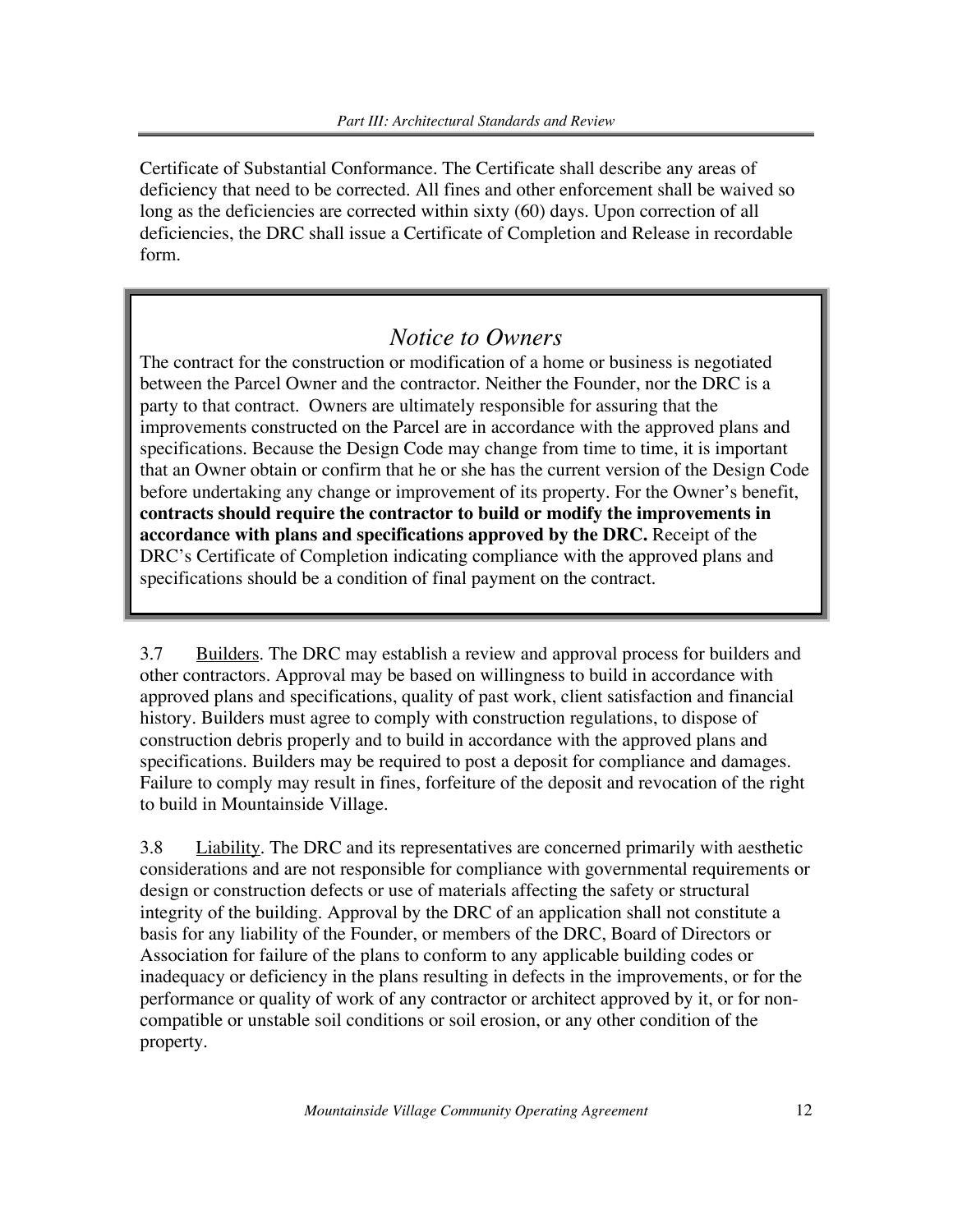Certificate of Substantial Conformance. The Certificate shall describe any areas of deficiency that need to be corrected. All fines and other enforcement shall be waived so long as the deficiencies are corrected within sixty (60) days. Upon correction of all deficiencies, the DRC shall issue a Certificate of Completion and Release in recordable form.

> ## *Notice to Owners*
>
> The contract for the construction or modification of a home or business is negotiated between the Parcel Owner and the contractor. Neither the Founder, nor the DRC is a party to that contract. Owners are ultimately responsible for assuring that the improvements constructed on the Parcel are in accordance with the approved plans and specifications. Because the Design Code may change from time to time, it is important that an Owner obtain or confirm that he or she has the current version of the Design Code before undertaking any change or improvement of its property. For the Owner's benefit, **contracts should require the contractor to build or modify the improvements in accordance with plans and specifications approved by the DRC.** Receipt of the DRC's Certificate of Completion indicating compliance with the approved plans and specifications should be a condition of final payment on the contract.

3.7 Builders. The DRC may establish a review and approval process for builders and other contractors. Approval may be based on willingness to build in accordance with approved plans and specifications, quality of past work, client satisfaction and financial history. Builders must agree to comply with construction regulations, to dispose of construction debris properly and to build in accordance with the approved plans and specifications. Builders may be required to post a deposit for compliance and damages. Failure to comply may result in fines, forfeiture of the deposit and revocation of the right to build in Mountainside Village.

3.8 Liability. The DRC and its representatives are concerned primarily with aesthetic considerations and are not responsible for compliance with governmental requirements or design or construction defects or use of materials affecting the safety or structural integrity of the building. Approval by the DRC of an application shall not constitute a basis for any liability of the Founder, or members of the DRC, Board of Directors or Association for failure of the plans to conform to any applicable building codes or inadequacy or deficiency in the plans resulting in defects in the improvements, or for the performance or quality of work of any contractor or architect approved by it, or for non-compatible or unstable soil conditions or soil erosion, or any other condition of the property.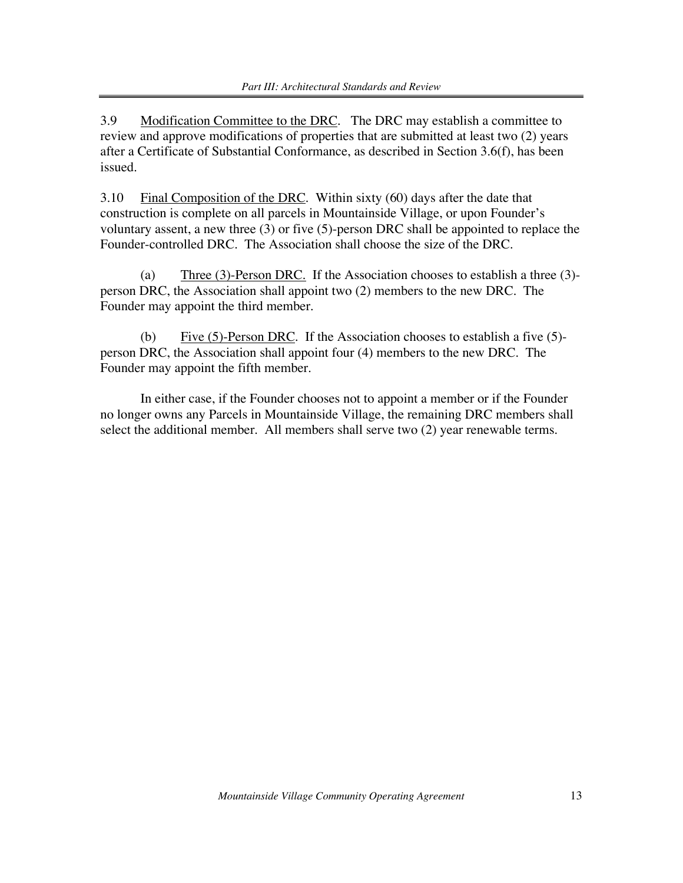3.9 Modification Committee to the DRC. The DRC may establish a committee to review and approve modifications of properties that are submitted at least two (2) years after a Certificate of Substantial Conformance, as described in Section 3.6(f), has been issued.

3.10 Final Composition of the DRC. Within sixty (60) days after the date that construction is complete on all parcels in Mountainside Village, or upon Founder's voluntary assent, a new three (3) or five (5)-person DRC shall be appointed to replace the Founder-controlled DRC. The Association shall choose the size of the DRC.

(a) Three (3)-Person DRC. If the Association chooses to establish a three (3)-person DRC, the Association shall appoint two (2) members to the new DRC. The Founder may appoint the third member.

(b) Five (5)-Person DRC. If the Association chooses to establish a five (5)-person DRC, the Association shall appoint four (4) members to the new DRC. The Founder may appoint the fifth member.

In either case, if the Founder chooses not to appoint a member or if the Founder no longer owns any Parcels in Mountainside Village, the remaining DRC members shall select the additional member. All members shall serve two (2) year renewable terms.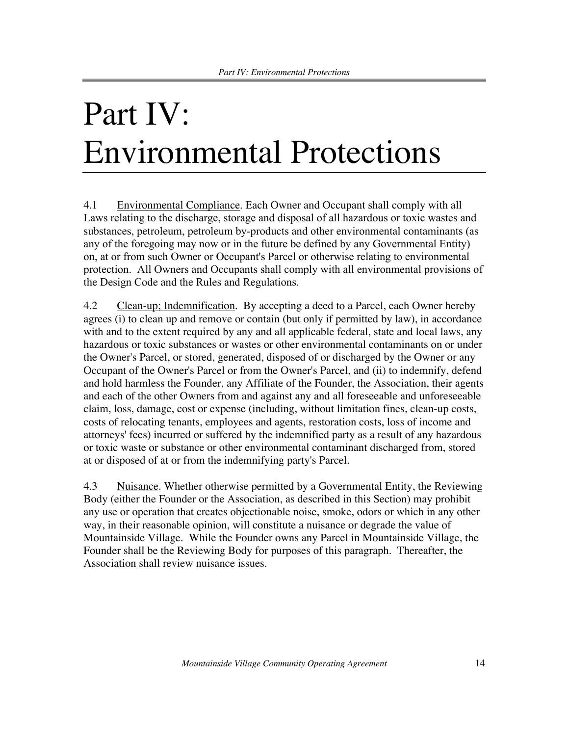# Part IV: Environmental Protections

4.1 Environmental Compliance. Each Owner and Occupant shall comply with all Laws relating to the discharge, storage and disposal of all hazardous or toxic wastes and substances, petroleum, petroleum by-products and other environmental contaminants (as any of the foregoing may now or in the future be defined by any Governmental Entity) on, at or from such Owner or Occupant's Parcel or otherwise relating to environmental protection. All Owners and Occupants shall comply with all environmental provisions of the Design Code and the Rules and Regulations.

4.2 Clean-up; Indemnification. By accepting a deed to a Parcel, each Owner hereby agrees (i) to clean up and remove or contain (but only if permitted by law), in accordance with and to the extent required by any and all applicable federal, state and local laws, any hazardous or toxic substances or wastes or other environmental contaminants on or under the Owner's Parcel, or stored, generated, disposed of or discharged by the Owner or any Occupant of the Owner's Parcel or from the Owner's Parcel, and (ii) to indemnify, defend and hold harmless the Founder, any Affiliate of the Founder, the Association, their agents and each of the other Owners from and against any and all foreseeable and unforeseeable claim, loss, damage, cost or expense (including, without limitation fines, clean-up costs, costs of relocating tenants, employees and agents, restoration costs, loss of income and attorneys' fees) incurred or suffered by the indemnified party as a result of any hazardous or toxic waste or substance or other environmental contaminant discharged from, stored at or disposed of at or from the indemnifying party's Parcel.

4.3 Nuisance. Whether otherwise permitted by a Governmental Entity, the Reviewing Body (either the Founder or the Association, as described in this Section) may prohibit any use or operation that creates objectionable noise, smoke, odors or which in any other way, in their reasonable opinion, will constitute a nuisance or degrade the value of Mountainside Village. While the Founder owns any Parcel in Mountainside Village, the Founder shall be the Reviewing Body for purposes of this paragraph. Thereafter, the Association shall review nuisance issues.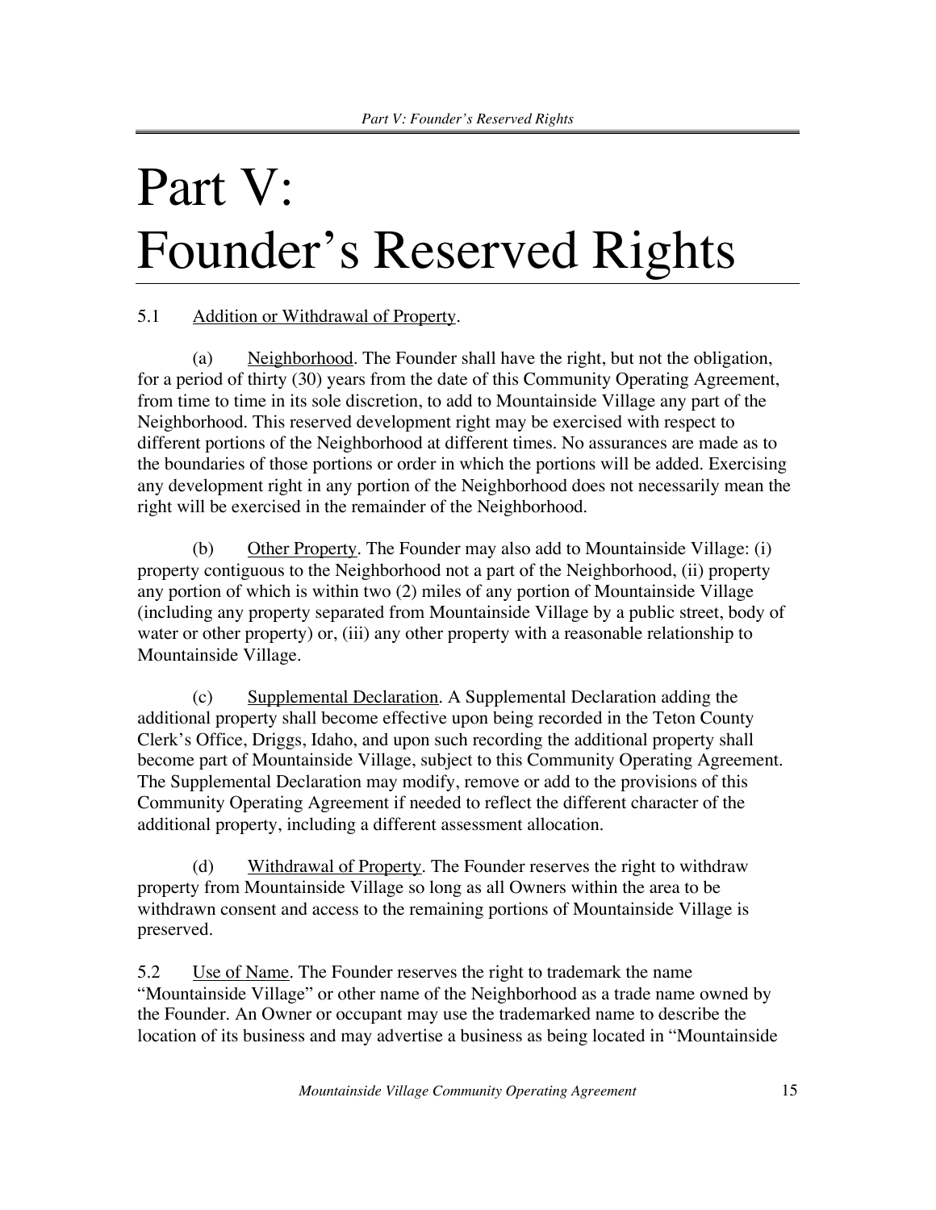# Part V: Founder's Reserved Rights

5.1 Addition or Withdrawal of Property.

(a) Neighborhood. The Founder shall have the right, but not the obligation, for a period of thirty (30) years from the date of this Community Operating Agreement, from time to time in its sole discretion, to add to Mountainside Village any part of the Neighborhood. This reserved development right may be exercised with respect to different portions of the Neighborhood at different times. No assurances are made as to the boundaries of those portions or order in which the portions will be added. Exercising any development right in any portion of the Neighborhood does not necessarily mean the right will be exercised in the remainder of the Neighborhood.

(b) Other Property. The Founder may also add to Mountainside Village: (i) property contiguous to the Neighborhood not a part of the Neighborhood, (ii) property any portion of which is within two (2) miles of any portion of Mountainside Village (including any property separated from Mountainside Village by a public street, body of water or other property) or, (iii) any other property with a reasonable relationship to Mountainside Village.

(c) Supplemental Declaration. A Supplemental Declaration adding the additional property shall become effective upon being recorded in the Teton County Clerk's Office, Driggs, Idaho, and upon such recording the additional property shall become part of Mountainside Village, subject to this Community Operating Agreement. The Supplemental Declaration may modify, remove or add to the provisions of this Community Operating Agreement if needed to reflect the different character of the additional property, including a different assessment allocation.

(d) Withdrawal of Property. The Founder reserves the right to withdraw property from Mountainside Village so long as all Owners within the area to be withdrawn consent and access to the remaining portions of Mountainside Village is preserved.

5.2 Use of Name. The Founder reserves the right to trademark the name "Mountainside Village" or other name of the Neighborhood as a trade name owned by the Founder. An Owner or occupant may use the trademarked name to describe the location of its business and may advertise a business as being located in "Mountainside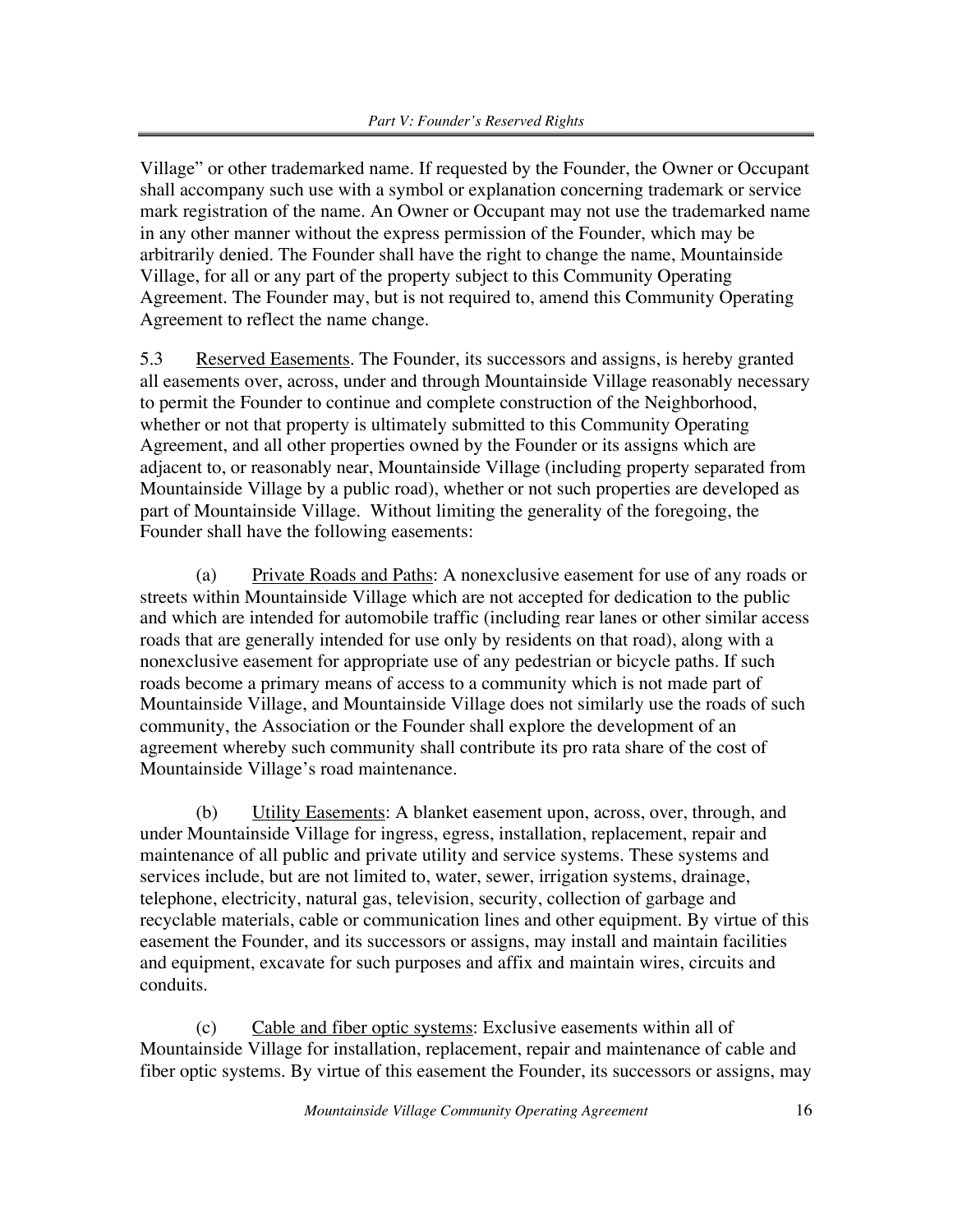Village" or other trademarked name. If requested by the Founder, the Owner or Occupant shall accompany such use with a symbol or explanation concerning trademark or service mark registration of the name. An Owner or Occupant may not use the trademarked name in any other manner without the express permission of the Founder, which may be arbitrarily denied. The Founder shall have the right to change the name, Mountainside Village, for all or any part of the property subject to this Community Operating Agreement. The Founder may, but is not required to, amend this Community Operating Agreement to reflect the name change.

5.3 Reserved Easements. The Founder, its successors and assigns, is hereby granted all easements over, across, under and through Mountainside Village reasonably necessary to permit the Founder to continue and complete construction of the Neighborhood, whether or not that property is ultimately submitted to this Community Operating Agreement, and all other properties owned by the Founder or its assigns which are adjacent to, or reasonably near, Mountainside Village (including property separated from Mountainside Village by a public road), whether or not such properties are developed as part of Mountainside Village. Without limiting the generality of the foregoing, the Founder shall have the following easements:

(a) Private Roads and Paths: A nonexclusive easement for use of any roads or streets within Mountainside Village which are not accepted for dedication to the public and which are intended for automobile traffic (including rear lanes or other similar access roads that are generally intended for use only by residents on that road), along with a nonexclusive easement for appropriate use of any pedestrian or bicycle paths. If such roads become a primary means of access to a community which is not made part of Mountainside Village, and Mountainside Village does not similarly use the roads of such community, the Association or the Founder shall explore the development of an agreement whereby such community shall contribute its pro rata share of the cost of Mountainside Village's road maintenance.

(b) Utility Easements: A blanket easement upon, across, over, through, and under Mountainside Village for ingress, egress, installation, replacement, repair and maintenance of all public and private utility and service systems. These systems and services include, but are not limited to, water, sewer, irrigation systems, drainage, telephone, electricity, natural gas, television, security, collection of garbage and recyclable materials, cable or communication lines and other equipment. By virtue of this easement the Founder, and its successors or assigns, may install and maintain facilities and equipment, excavate for such purposes and affix and maintain wires, circuits and conduits.

(c) Cable and fiber optic systems: Exclusive easements within all of Mountainside Village for installation, replacement, repair and maintenance of cable and fiber optic systems. By virtue of this easement the Founder, its successors or assigns, may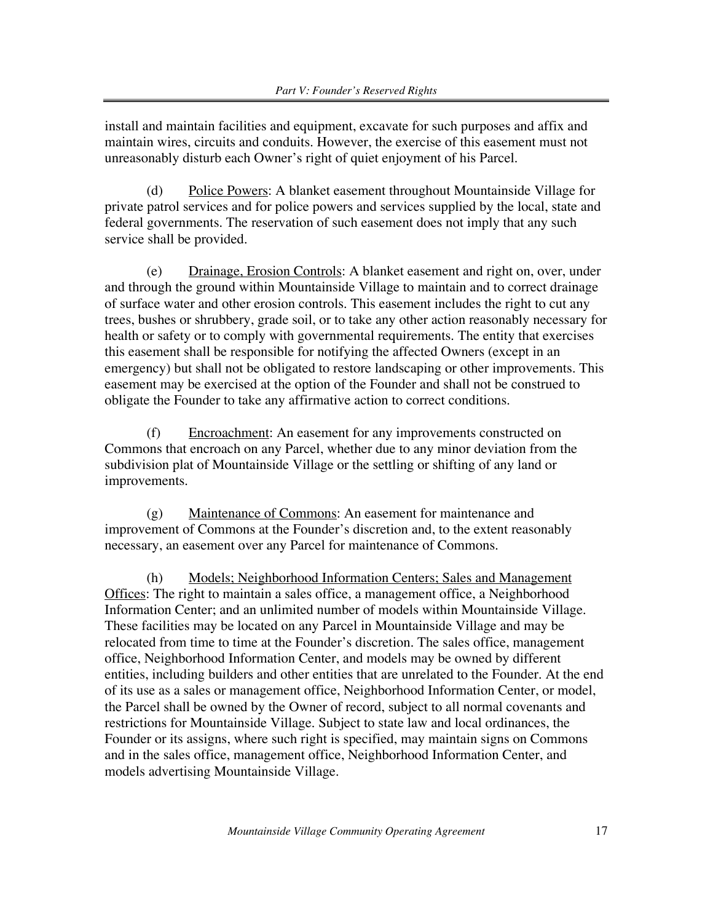install and maintain facilities and equipment, excavate for such purposes and affix and maintain wires, circuits and conduits. However, the exercise of this easement must not unreasonably disturb each Owner's right of quiet enjoyment of his Parcel.

(d) Police Powers: A blanket easement throughout Mountainside Village for private patrol services and for police powers and services supplied by the local, state and federal governments. The reservation of such easement does not imply that any such service shall be provided.

(e) Drainage, Erosion Controls: A blanket easement and right on, over, under and through the ground within Mountainside Village to maintain and to correct drainage of surface water and other erosion controls. This easement includes the right to cut any trees, bushes or shrubbery, grade soil, or to take any other action reasonably necessary for health or safety or to comply with governmental requirements. The entity that exercises this easement shall be responsible for notifying the affected Owners (except in an emergency) but shall not be obligated to restore landscaping or other improvements. This easement may be exercised at the option of the Founder and shall not be construed to obligate the Founder to take any affirmative action to correct conditions.

(f) Encroachment: An easement for any improvements constructed on Commons that encroach on any Parcel, whether due to any minor deviation from the subdivision plat of Mountainside Village or the settling or shifting of any land or improvements.

(g) Maintenance of Commons: An easement for maintenance and improvement of Commons at the Founder's discretion and, to the extent reasonably necessary, an easement over any Parcel for maintenance of Commons.

(h) Models; Neighborhood Information Centers; Sales and Management Offices: The right to maintain a sales office, a management office, a Neighborhood Information Center; and an unlimited number of models within Mountainside Village. These facilities may be located on any Parcel in Mountainside Village and may be relocated from time to time at the Founder's discretion. The sales office, management office, Neighborhood Information Center, and models may be owned by different entities, including builders and other entities that are unrelated to the Founder. At the end of its use as a sales or management office, Neighborhood Information Center, or model, the Parcel shall be owned by the Owner of record, subject to all normal covenants and restrictions for Mountainside Village. Subject to state law and local ordinances, the Founder or its assigns, where such right is specified, may maintain signs on Commons and in the sales office, management office, Neighborhood Information Center, and models advertising Mountainside Village.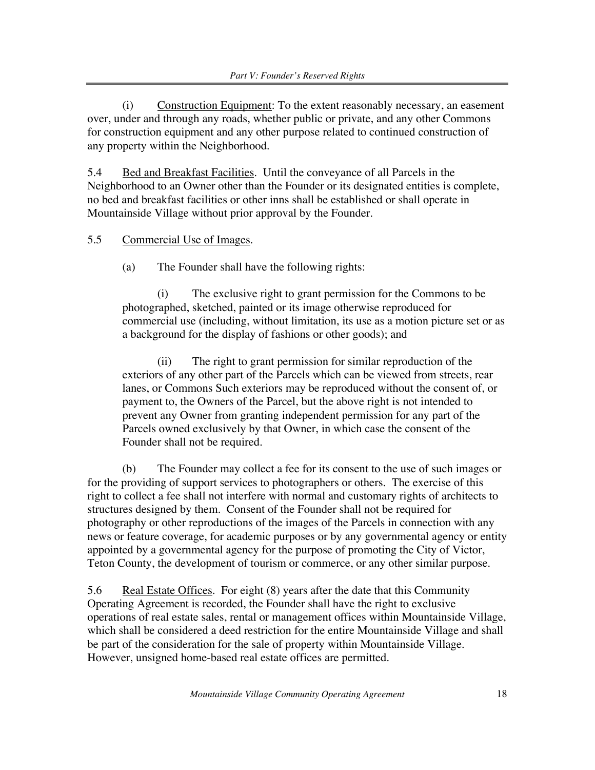(i) Construction Equipment: To the extent reasonably necessary, an easement over, under and through any roads, whether public or private, and any other Commons for construction equipment and any other purpose related to continued construction of any property within the Neighborhood.

5.4 Bed and Breakfast Facilities. Until the conveyance of all Parcels in the Neighborhood to an Owner other than the Founder or its designated entities is complete, no bed and breakfast facilities or other inns shall be established or shall operate in Mountainside Village without prior approval by the Founder.

5.5 Commercial Use of Images.

(a) The Founder shall have the following rights:

(i) The exclusive right to grant permission for the Commons to be photographed, sketched, painted or its image otherwise reproduced for commercial use (including, without limitation, its use as a motion picture set or as a background for the display of fashions or other goods); and

(ii) The right to grant permission for similar reproduction of the exteriors of any other part of the Parcels which can be viewed from streets, rear lanes, or Commons Such exteriors may be reproduced without the consent of, or payment to, the Owners of the Parcel, but the above right is not intended to prevent any Owner from granting independent permission for any part of the Parcels owned exclusively by that Owner, in which case the consent of the Founder shall not be required.

(b) The Founder may collect a fee for its consent to the use of such images or for the providing of support services to photographers or others. The exercise of this right to collect a fee shall not interfere with normal and customary rights of architects to structures designed by them. Consent of the Founder shall not be required for photography or other reproductions of the images of the Parcels in connection with any news or feature coverage, for academic purposes or by any governmental agency or entity appointed by a governmental agency for the purpose of promoting the City of Victor, Teton County, the development of tourism or commerce, or any other similar purpose.

5.6 Real Estate Offices. For eight (8) years after the date that this Community Operating Agreement is recorded, the Founder shall have the right to exclusive operations of real estate sales, rental or management offices within Mountainside Village, which shall be considered a deed restriction for the entire Mountainside Village and shall be part of the consideration for the sale of property within Mountainside Village. However, unsigned home-based real estate offices are permitted.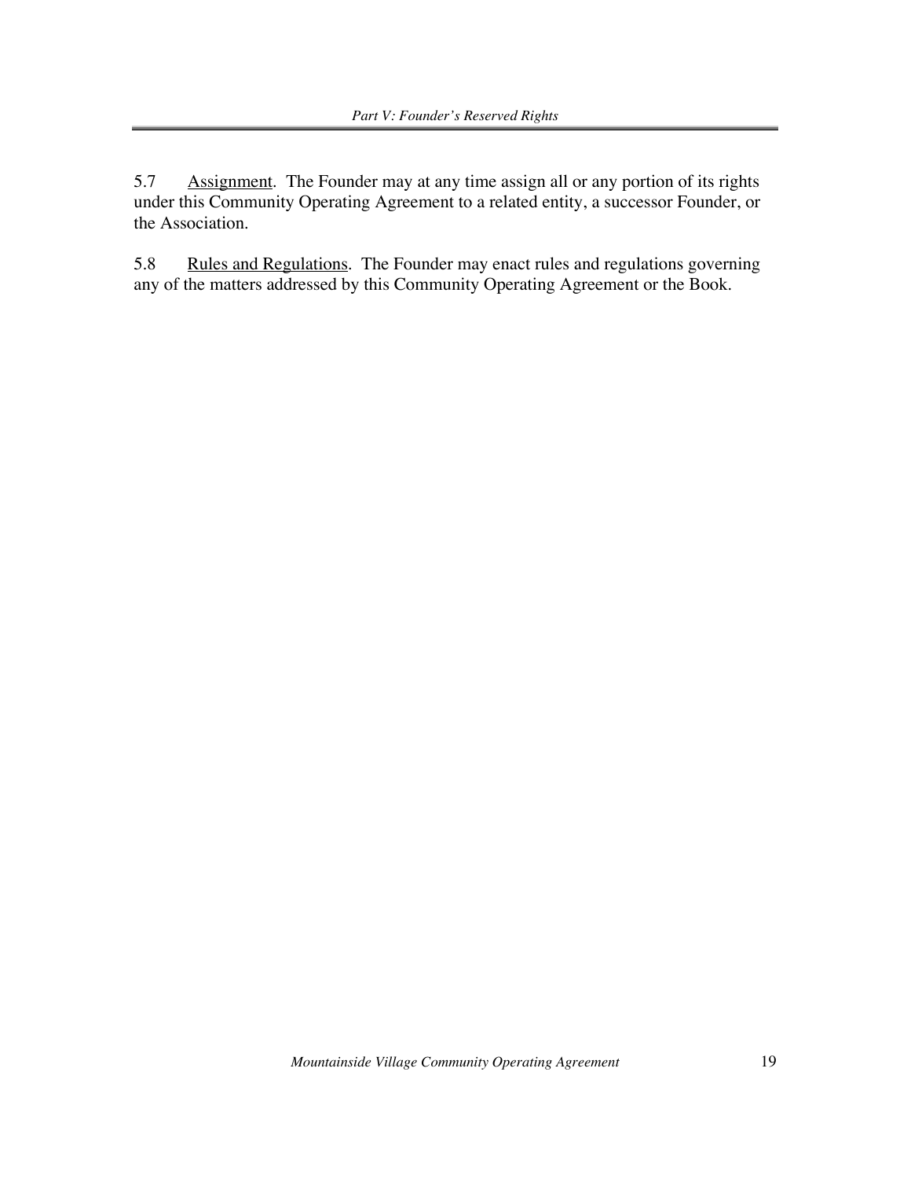5.7 Assignment. The Founder may at any time assign all or any portion of its rights under this Community Operating Agreement to a related entity, a successor Founder, or the Association.

5.8 Rules and Regulations. The Founder may enact rules and regulations governing any of the matters addressed by this Community Operating Agreement or the Book.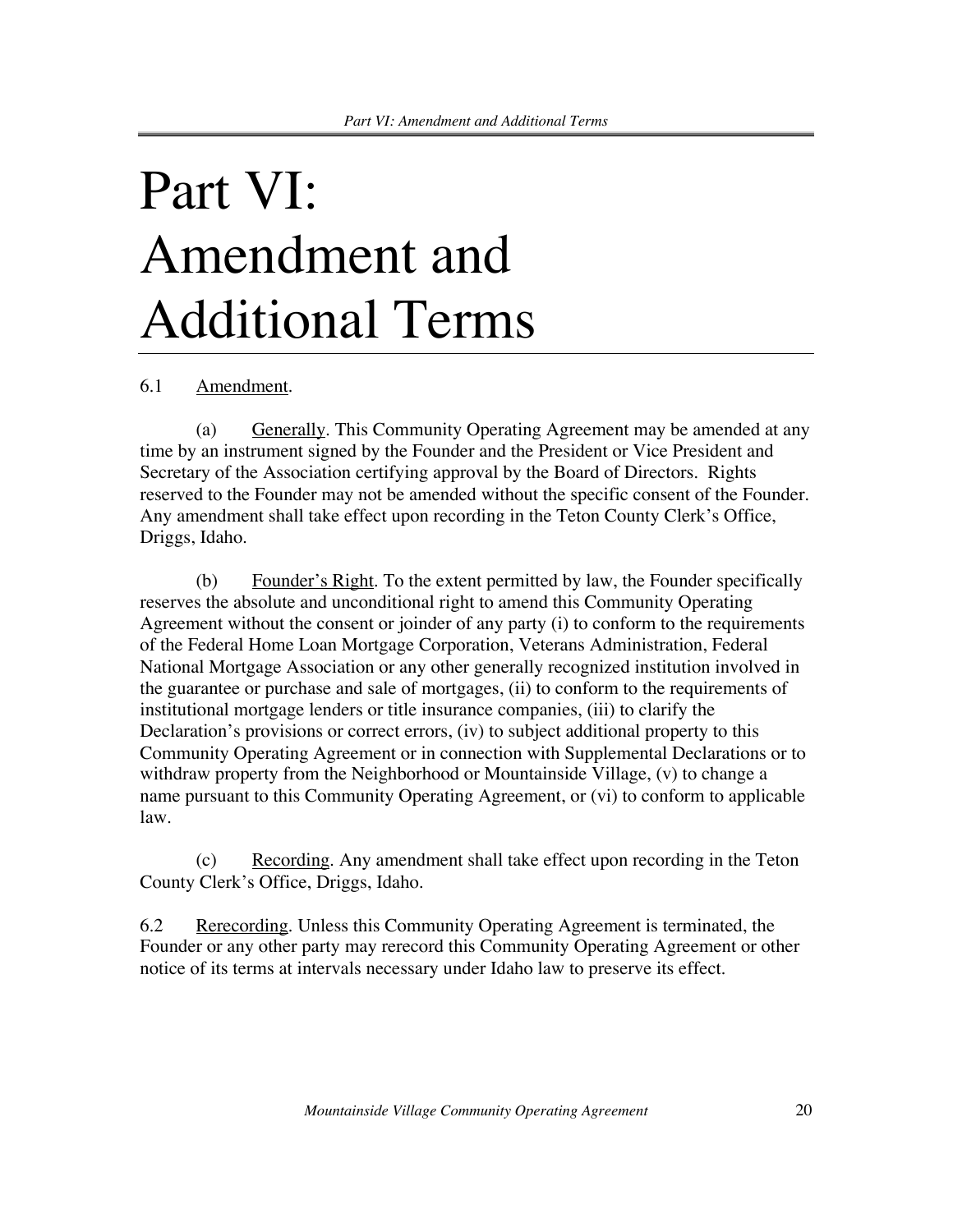# Part VI: Amendment and Additional Terms

6.1 Amendment.

(a) Generally. This Community Operating Agreement may be amended at any time by an instrument signed by the Founder and the President or Vice President and Secretary of the Association certifying approval by the Board of Directors. Rights reserved to the Founder may not be amended without the specific consent of the Founder. Any amendment shall take effect upon recording in the Teton County Clerk's Office, Driggs, Idaho.

(b) Founder's Right. To the extent permitted by law, the Founder specifically reserves the absolute and unconditional right to amend this Community Operating Agreement without the consent or joinder of any party (i) to conform to the requirements of the Federal Home Loan Mortgage Corporation, Veterans Administration, Federal National Mortgage Association or any other generally recognized institution involved in the guarantee or purchase and sale of mortgages, (ii) to conform to the requirements of institutional mortgage lenders or title insurance companies, (iii) to clarify the Declaration's provisions or correct errors, (iv) to subject additional property to this Community Operating Agreement or in connection with Supplemental Declarations or to withdraw property from the Neighborhood or Mountainside Village, (v) to change a name pursuant to this Community Operating Agreement, or (vi) to conform to applicable law.

(c) Recording. Any amendment shall take effect upon recording in the Teton County Clerk's Office, Driggs, Idaho.

6.2 Rerecording. Unless this Community Operating Agreement is terminated, the Founder or any other party may rerecord this Community Operating Agreement or other notice of its terms at intervals necessary under Idaho law to preserve its effect.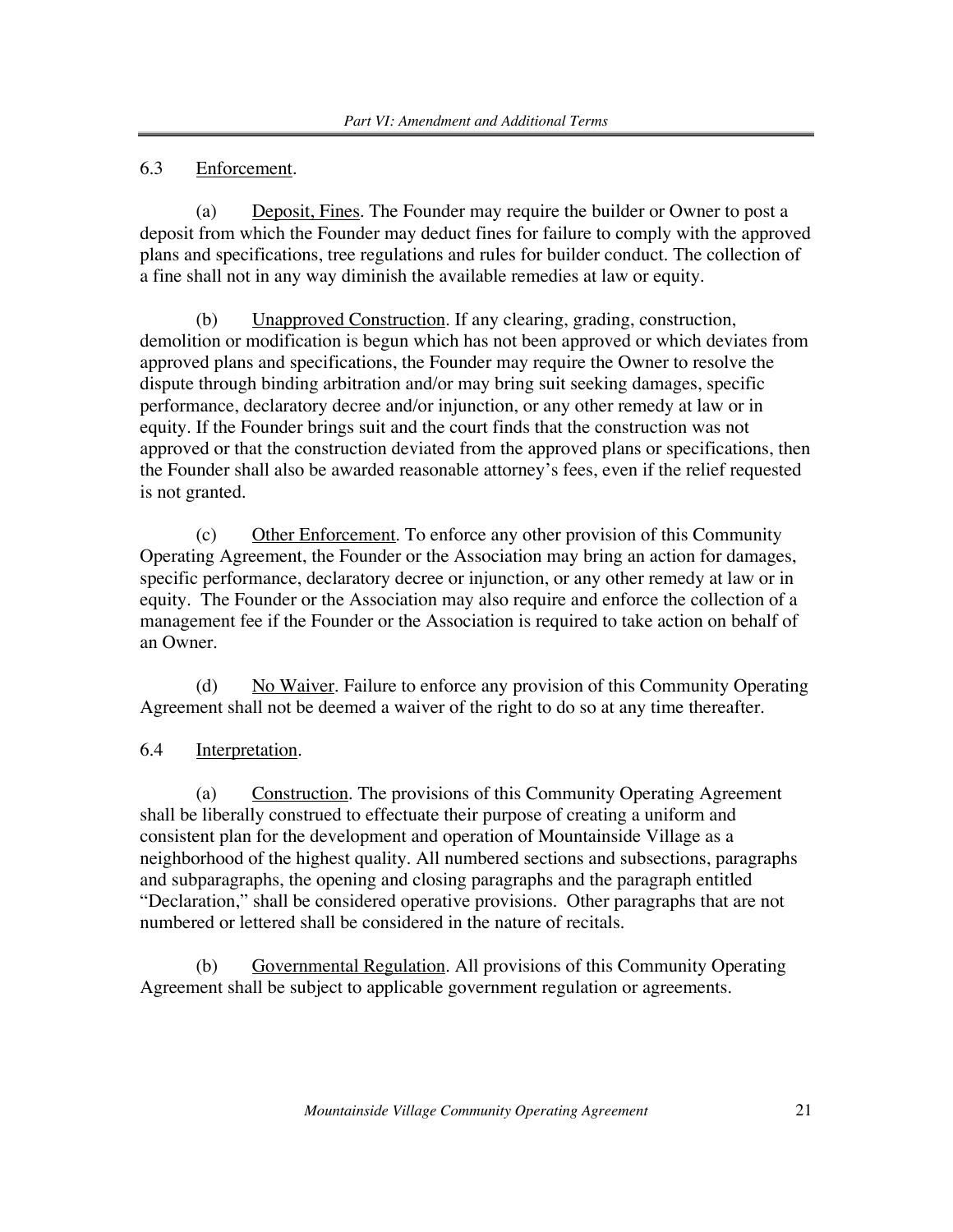## 6.3 Enforcement.

(a) Deposit, Fines. The Founder may require the builder or Owner to post a deposit from which the Founder may deduct fines for failure to comply with the approved plans and specifications, tree regulations and rules for builder conduct. The collection of a fine shall not in any way diminish the available remedies at law or equity.

(b) Unapproved Construction. If any clearing, grading, construction, demolition or modification is begun which has not been approved or which deviates from approved plans and specifications, the Founder may require the Owner to resolve the dispute through binding arbitration and/or may bring suit seeking damages, specific performance, declaratory decree and/or injunction, or any other remedy at law or in equity. If the Founder brings suit and the court finds that the construction was not approved or that the construction deviated from the approved plans or specifications, then the Founder shall also be awarded reasonable attorney's fees, even if the relief requested is not granted.

(c) Other Enforcement. To enforce any other provision of this Community Operating Agreement, the Founder or the Association may bring an action for damages, specific performance, declaratory decree or injunction, or any other remedy at law or in equity. The Founder or the Association may also require and enforce the collection of a management fee if the Founder or the Association is required to take action on behalf of an Owner.

(d) No Waiver. Failure to enforce any provision of this Community Operating Agreement shall not be deemed a waiver of the right to do so at any time thereafter.

## 6.4 Interpretation.

(a) Construction. The provisions of this Community Operating Agreement shall be liberally construed to effectuate their purpose of creating a uniform and consistent plan for the development and operation of Mountainside Village as a neighborhood of the highest quality. All numbered sections and subsections, paragraphs and subparagraphs, the opening and closing paragraphs and the paragraph entitled "Declaration," shall be considered operative provisions. Other paragraphs that are not numbered or lettered shall be considered in the nature of recitals.

(b) Governmental Regulation. All provisions of this Community Operating Agreement shall be subject to applicable government regulation or agreements.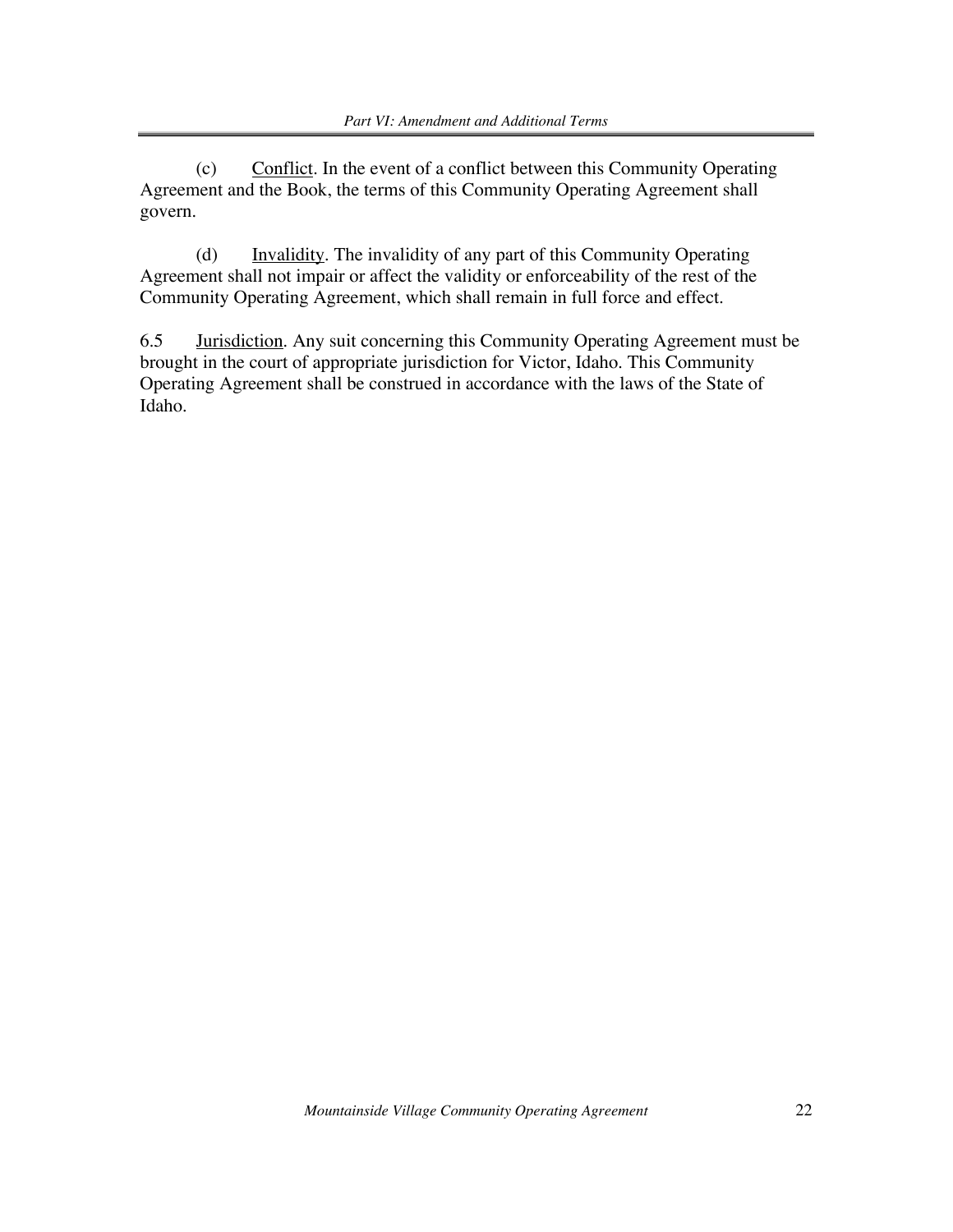(c) Conflict. In the event of a conflict between this Community Operating Agreement and the Book, the terms of this Community Operating Agreement shall govern.

(d) Invalidity. The invalidity of any part of this Community Operating Agreement shall not impair or affect the validity or enforceability of the rest of the Community Operating Agreement, which shall remain in full force and effect.

6.5 Jurisdiction. Any suit concerning this Community Operating Agreement must be brought in the court of appropriate jurisdiction for Victor, Idaho. This Community Operating Agreement shall be construed in accordance with the laws of the State of Idaho.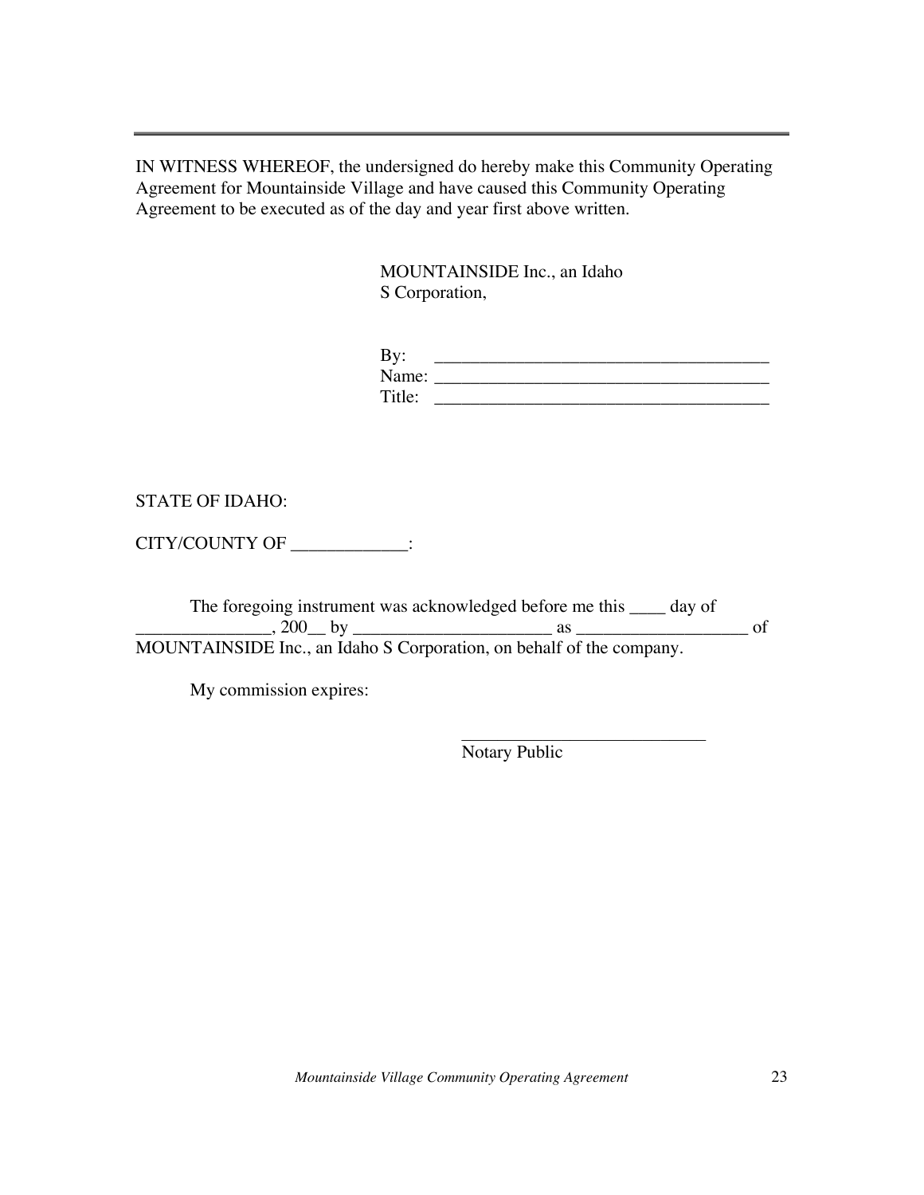---

IN WITNESS WHEREOF, the undersigned do hereby make this Community Operating Agreement for Mountainside Village and have caused this Community Operating Agreement to be executed as of the day and year first above written.

MOUNTAINSIDE Inc., an Idaho S Corporation,

By: ______________________________________
Name: ______________________________________
Title: ______________________________________

STATE OF IDAHO:

CITY/COUNTY OF _____________:

The foregoing instrument was acknowledged before me this ____ day of _______________, 200__ by ______________________ as ___________________ of MOUNTAINSIDE Inc., an Idaho S Corporation, on behalf of the company.

My commission expires:

____________________________
Notary Public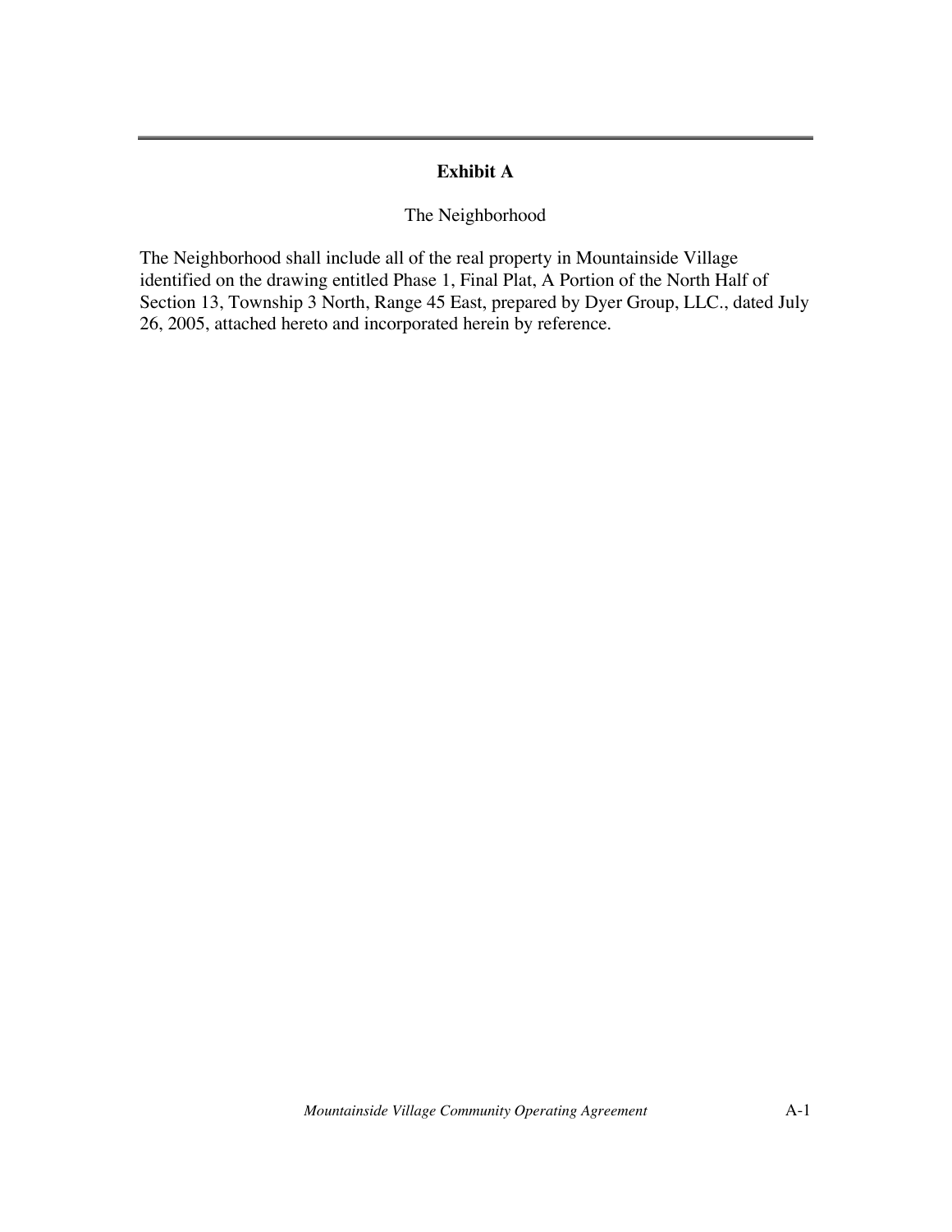## Exhibit A

The Neighborhood

The Neighborhood shall include all of the real property in Mountainside Village identified on the drawing entitled Phase 1, Final Plat, A Portion of the North Half of Section 13, Township 3 North, Range 45 East, prepared by Dyer Group, LLC., dated July 26, 2005, attached hereto and incorporated herein by reference.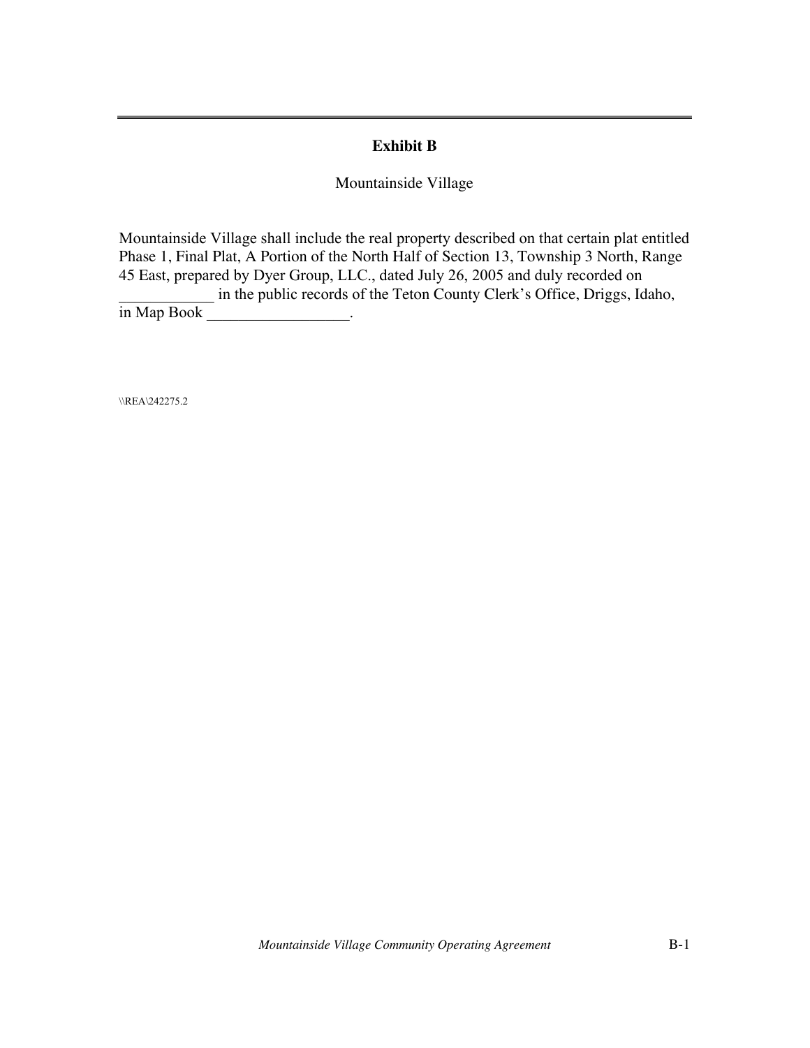## Exhibit B

Mountainside Village

Mountainside Village shall include the real property described on that certain plat entitled Phase 1, Final Plat, A Portion of the North Half of Section 13, Township 3 North, Range 45 East, prepared by Dyer Group, LLC., dated July 26, 2005 and duly recorded on ____________ in the public records of the Teton County Clerk's Office, Driggs, Idaho, in Map Book __________________.

\\REA\242275.2